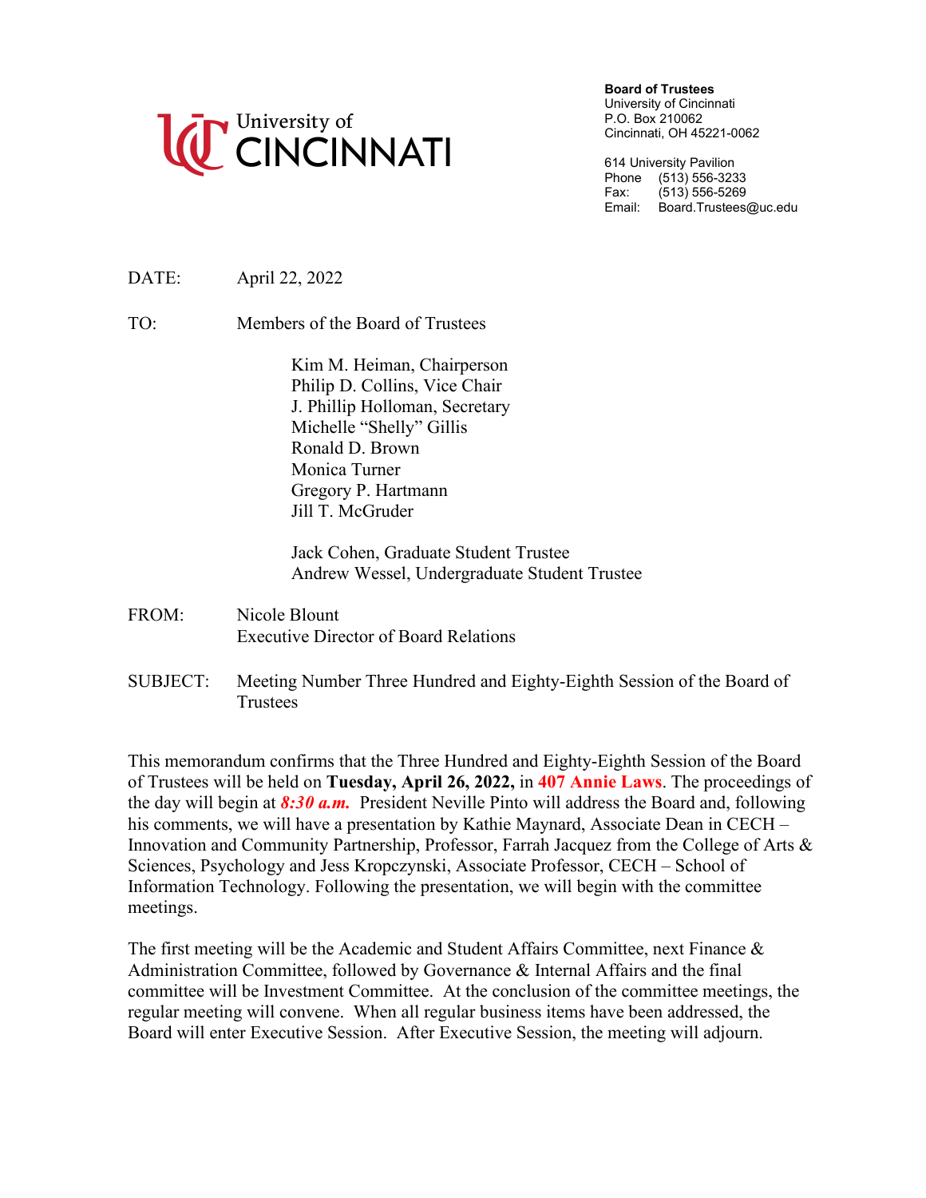University of CINCINNATI

**Board of Trustees**
University of Cincinnati
P.O. Box 210062
Cincinnati, OH 45221-0062

614 University Pavilion
Phone (513) 556-3233
Fax: (513) 556-5269
Email: Board.Trustees@uc.edu

DATE: April 22, 2022

TO: Members of the Board of Trustees

Kim M. Heiman, Chairperson
Philip D. Collins, Vice Chair
J. Phillip Holloman, Secretary
Michelle "Shelly" Gillis
Ronald D. Brown
Monica Turner
Gregory P. Hartmann
Jill T. McGruder

Jack Cohen, Graduate Student Trustee
Andrew Wessel, Undergraduate Student Trustee

FROM: Nicole Blount
Executive Director of Board Relations

SUBJECT: Meeting Number Three Hundred and Eighty-Eighth Session of the Board of Trustees

This memorandum confirms that the Three Hundred and Eighty-Eighth Session of the Board of Trustees will be held on **Tuesday, April 26, 2022,** in **407 Annie Laws**. The proceedings of the day will begin at ***8:30 a.m.*** President Neville Pinto will address the Board and, following his comments, we will have a presentation by Kathie Maynard, Associate Dean in CECH – Innovation and Community Partnership, Professor, Farrah Jacquez from the College of Arts & Sciences, Psychology and Jess Kropczynski, Associate Professor, CECH – School of Information Technology. Following the presentation, we will begin with the committee meetings.

The first meeting will be the Academic and Student Affairs Committee, next Finance & Administration Committee, followed by Governance & Internal Affairs and the final committee will be Investment Committee. At the conclusion of the committee meetings, the regular meeting will convene. When all regular business items have been addressed, the Board will enter Executive Session. After Executive Session, the meeting will adjourn.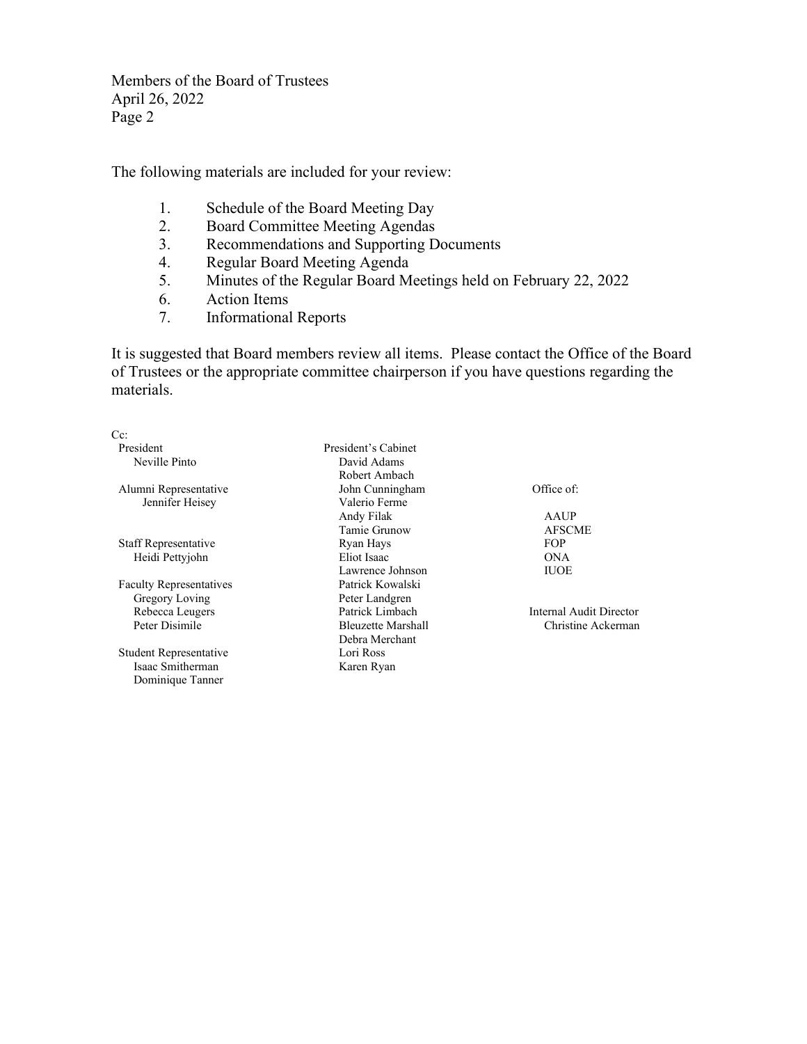Members of the Board of Trustees
April 26, 2022
Page 2

The following materials are included for your review:

1. Schedule of the Board Meeting Day
2. Board Committee Meeting Agendas
3. Recommendations and Supporting Documents
4. Regular Board Meeting Agenda
5. Minutes of the Regular Board Meetings held on February 22, 2022
6. Action Items
7. Informational Reports

It is suggested that Board members review all items. Please contact the Office of the Board of Trustees or the appropriate committee chairperson if you have questions regarding the materials.

Cc:

President
Neville Pinto

Alumni Representative
Jennifer Heisey

Staff Representative
Heidi Pettyjohn

Faculty Representatives
Gregory Loving
Rebecca Leugers
Peter Disimile

Student Representative
Isaac Smitherman
Dominique Tanner

President's Cabinet
David Adams
Robert Ambach
John Cunningham
Valerio Ferme
Andy Filak
Tamie Grunow
Ryan Hays
Eliot Isaac
Lawrence Johnson
Patrick Kowalski
Peter Landgren
Patrick Limbach
Bleuzette Marshall
Debra Merchant
Lori Ross
Karen Ryan

Office of:
AAUP
AFSCME
FOP
ONA
IUOE

Internal Audit Director
Christine Ackerman